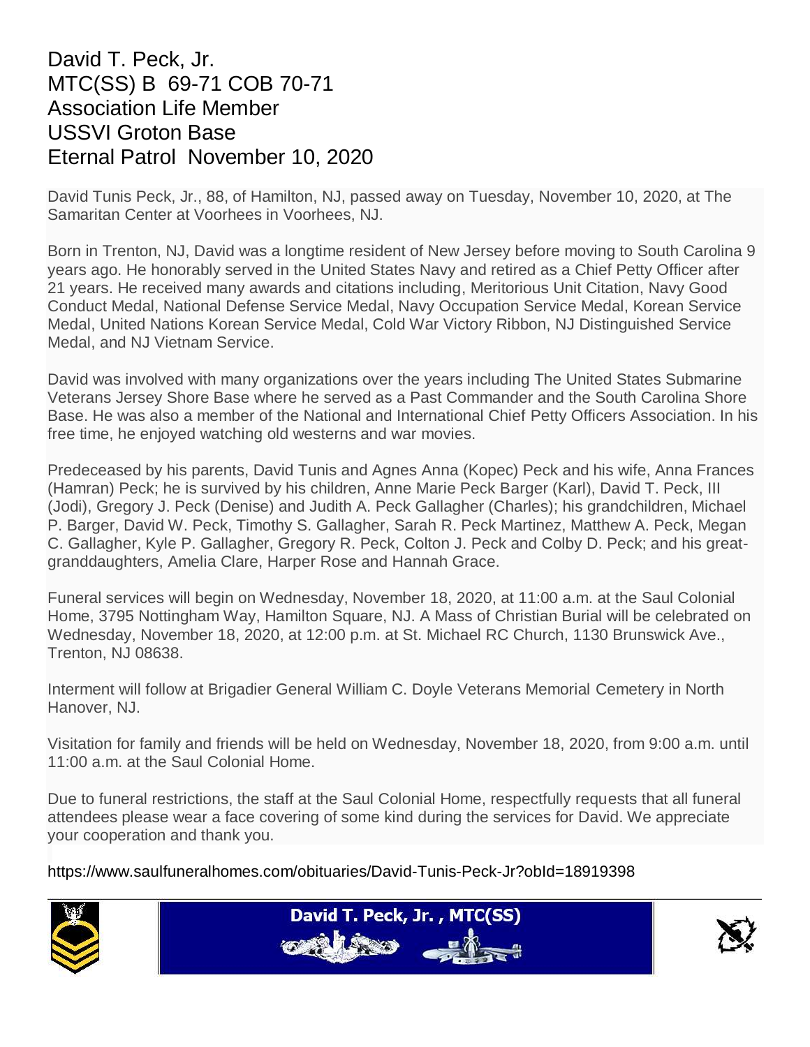# David T. Peck, Jr.
# MTC(SS) B 69-71 COB 70-71
# Association Life Member
# USSVI Groton Base
# Eternal Patrol November 10, 2020

David Tunis Peck, Jr., 88, of Hamilton, NJ, passed away on Tuesday, November 10, 2020, at The Samaritan Center at Voorhees in Voorhees, NJ.

Born in Trenton, NJ, David was a longtime resident of New Jersey before moving to South Carolina 9 years ago. He honorably served in the United States Navy and retired as a Chief Petty Officer after 21 years. He received many awards and citations including, Meritorious Unit Citation, Navy Good Conduct Medal, National Defense Service Medal, Navy Occupation Service Medal, Korean Service Medal, United Nations Korean Service Medal, Cold War Victory Ribbon, NJ Distinguished Service Medal, and NJ Vietnam Service.

David was involved with many organizations over the years including The United States Submarine Veterans Jersey Shore Base where he served as a Past Commander and the South Carolina Shore Base. He was also a member of the National and International Chief Petty Officers Association. In his free time, he enjoyed watching old westerns and war movies.

Predeceased by his parents, David Tunis and Agnes Anna (Kopec) Peck and his wife, Anna Frances (Hamran) Peck; he is survived by his children, Anne Marie Peck Barger (Karl), David T. Peck, III (Jodi), Gregory J. Peck (Denise) and Judith A. Peck Gallagher (Charles); his grandchildren, Michael P. Barger, David W. Peck, Timothy S. Gallagher, Sarah R. Peck Martinez, Matthew A. Peck, Megan C. Gallagher, Kyle P. Gallagher, Gregory R. Peck, Colton J. Peck and Colby D. Peck; and his great-granddaughters, Amelia Clare, Harper Rose and Hannah Grace.

Funeral services will begin on Wednesday, November 18, 2020, at 11:00 a.m. at the Saul Colonial Home, 3795 Nottingham Way, Hamilton Square, NJ. A Mass of Christian Burial will be celebrated on Wednesday, November 18, 2020, at 12:00 p.m. at St. Michael RC Church, 1130 Brunswick Ave., Trenton, NJ 08638.

Interment will follow at Brigadier General William C. Doyle Veterans Memorial Cemetery in North Hanover, NJ.

Visitation for family and friends will be held on Wednesday, November 18, 2020, from 9:00 a.m. until 11:00 a.m. at the Saul Colonial Home.

Due to funeral restrictions, the staff at the Saul Colonial Home, respectfully requests that all funeral attendees please wear a face covering of some kind during the services for David. We appreciate your cooperation and thank you.

https://www.saulfuneralhomes.com/obituaries/David-Tunis-Peck-Jr?obId=18919398

David T. Peck, Jr. , MTC(SS)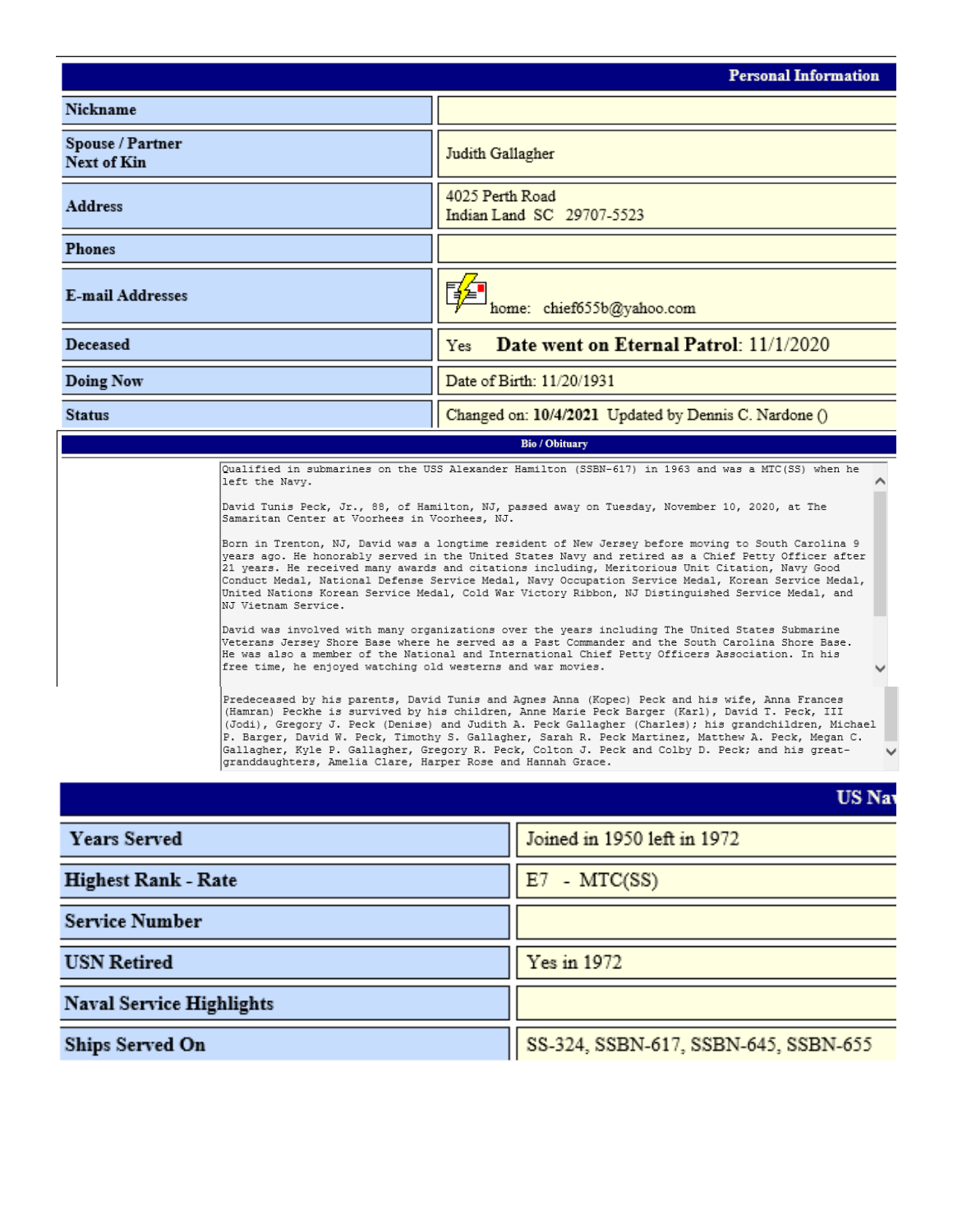## Personal Information

| Field | Value |
|---|---|
| Nickname | |
| Spouse / Partner Next of Kin | Judith Gallagher |
| Address | 4025 Perth Road<br>Indian Land SC 29707-5523 |
| Phones | |
| E-mail Addresses | home: chief655b@yahoo.com |
| Deceased | Yes **Date went on Eternal Patrol**: 11/1/2020 |
| Doing Now | Date of Birth: 11/20/1931 |
| Status | Changed on: **10/4/2021** Updated by Dennis C. Nardone () |

### Bio / Obituary

Qualified in submarines on the USS Alexander Hamilton (SSBN-617) in 1963 and was a MTC(SS) when he left the Navy.

David Tunis Peck, Jr., 88, of Hamilton, NJ, passed away on Tuesday, November 10, 2020, at The Samaritan Center at Voorhees in Voorhees, NJ.

Born in Trenton, NJ, David was a longtime resident of New Jersey before moving to South Carolina 9 years ago. He honorably served in the United States Navy and retired as a Chief Petty Officer after 21 years. He received many awards and citations including, Meritorious Unit Citation, Navy Good Conduct Medal, National Defense Service Medal, Navy Occupation Service Medal, Korean Service Medal, United Nations Korean Service Medal, Cold War Victory Ribbon, NJ Distinguished Service Medal, and NJ Vietnam Service.

David was involved with many organizations over the years including The United States Submarine Veterans Jersey Shore Base where he served as a Past Commander and the South Carolina Shore Base. He was also a member of the National and International Chief Petty Officers Association. In his free time, he enjoyed watching old westerns and war movies.

Predeceased by his parents, David Tunis and Agnes Anna (Kopec) Peck and his wife, Anna Frances (Hamran) Peckhe is survived by his children, Anne Marie Peck Barger (Karl), David T. Peck, III (Jodi), Gregory J. Peck (Denise) and Judith A. Peck Gallagher (Charles); his grandchildren, Michael P. Barger, David W. Peck, Timothy S. Gallagher, Sarah R. Peck Martinez, Matthew A. Peck, Megan C. Gallagher, Kyle P. Gallagher, Gregory R. Peck, Colton J. Peck and Colby D. Peck; and his great-granddaughters, Amelia Clare, Harper Rose and Hannah Grace.

## US Na

| Field | Value |
|---|---|
| Years Served | Joined in 1950 left in 1972 |
| Highest Rank - Rate | E7 - MTC(SS) |
| Service Number | |
| USN Retired | Yes in 1972 |
| Naval Service Highlights | |
| Ships Served On | SS-324, SSBN-617, SSBN-645, SSBN-655 |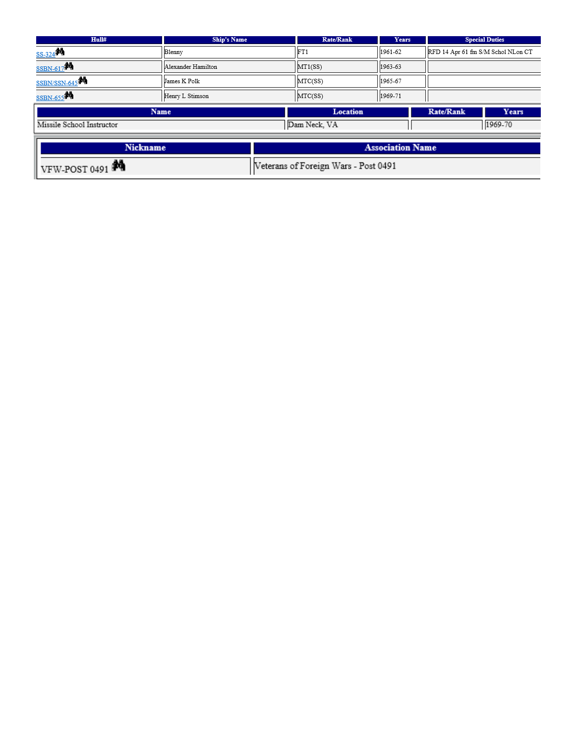| Hull# | Ship's Name | Rate/Rank | Years | Special Duties |
| --- | --- | --- | --- | --- |
| SS-324 | Blenny | FT1 | 1961-62 | RFD 14 Apr 61 fm S/M Schol NLon CT |
| SSBN-617 | Alexander Hamilton | MT1(SS) | 1963-63 | |
| SSBN/SSN-645 | James K Polk | MTC(SS) | 1965-67 | |
| SSBN-655 | Henry L Stimson | MTC(SS) | 1969-71 | |

| Name | Location | Rate/Rank | Years |
| --- | --- | --- | --- |
| Missile School Instructor | Dam Neck, VA | | 1969-70 |

| Nickname | Association Name |
| --- | --- |
| VFW-POST 0491 | Veterans of Foreign Wars - Post 0491 |